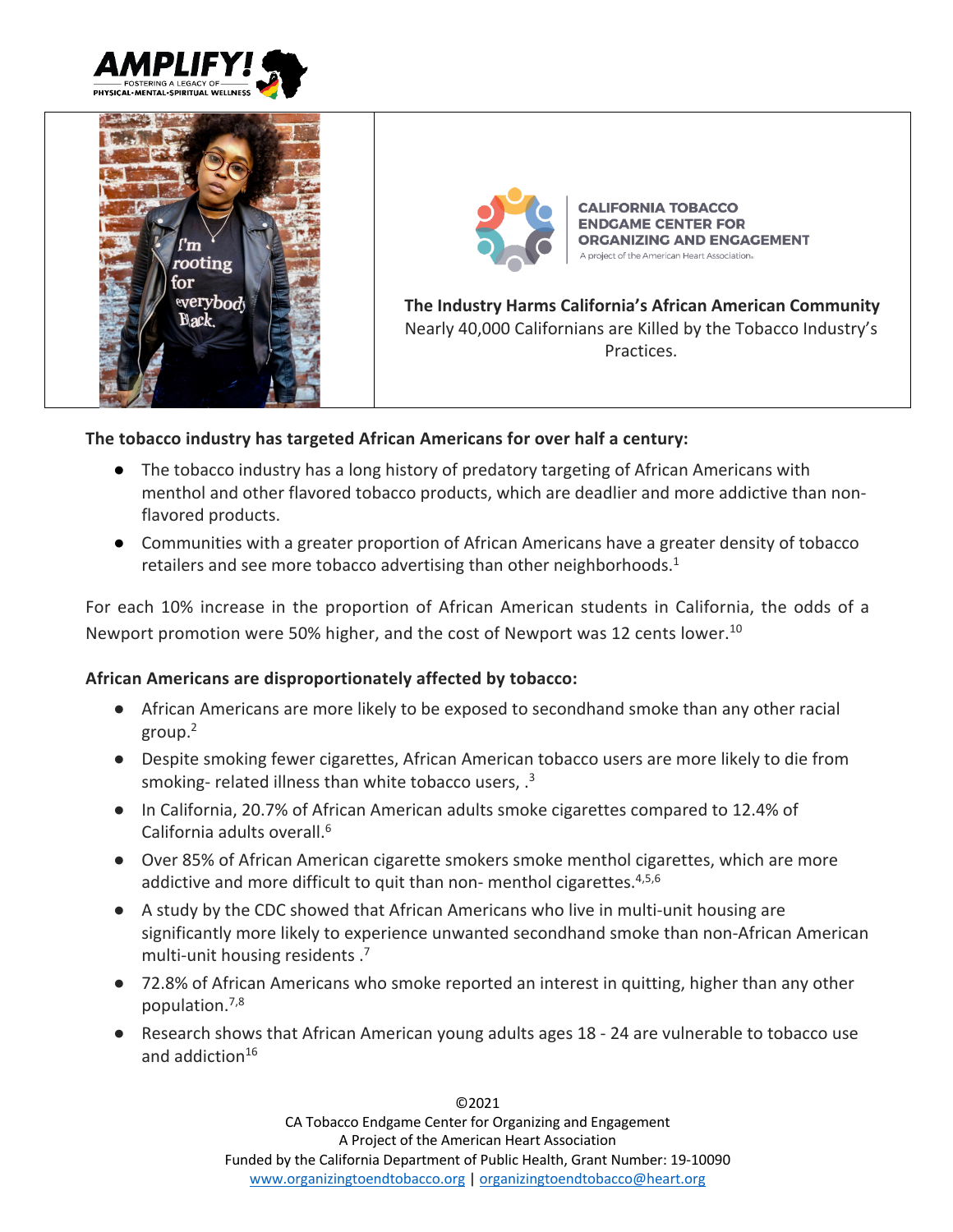AMPLIFY!
FOSTERING A LEGACY OF
PHYSICAL·MENTAL·SPIRITUAL WELLNESS

CALIFORNIA TOBACCO ENDGAME CENTER FOR ORGANIZING AND ENGAGEMENT
A project of the American Heart Association.

**The Industry Harms California's African American Community**

Nearly 40,000 Californians are Killed by the Tobacco Industry's Practices.

**The tobacco industry has targeted African Americans for over half a century:**

- The tobacco industry has a long history of predatory targeting of African Americans with menthol and other flavored tobacco products, which are deadlier and more addictive than non-flavored products.
- Communities with a greater proportion of African Americans have a greater density of tobacco retailers and see more tobacco advertising than other neighborhoods.[1]

For each 10% increase in the proportion of African American students in California, the odds of a Newport promotion were 50% higher, and the cost of Newport was 12 cents lower.[10]

**African Americans are disproportionately affected by tobacco:**

- African Americans are more likely to be exposed to secondhand smoke than any other racial group.[2]
- Despite smoking fewer cigarettes, African American tobacco users are more likely to die from smoking- related illness than white tobacco users, .[3]
- In California, 20.7% of African American adults smoke cigarettes compared to 12.4% of California adults overall.[6]
- Over 85% of African American cigarette smokers smoke menthol cigarettes, which are more addictive and more difficult to quit than non- menthol cigarettes.[4,5,6]
- A study by the CDC showed that African Americans who live in multi-unit housing are significantly more likely to experience unwanted secondhand smoke than non-African American multi-unit housing residents .[7]
- 72.8% of African Americans who smoke reported an interest in quitting, higher than any other population.[7,8]
- Research shows that African American young adults ages 18 - 24 are vulnerable to tobacco use and addiction[16]

©2021
CA Tobacco Endgame Center for Organizing and Engagement
A Project of the American Heart Association
Funded by the California Department of Public Health, Grant Number: 19-10090
www.organizingtoendtobacco.org | organizingtoendtobacco@heart.org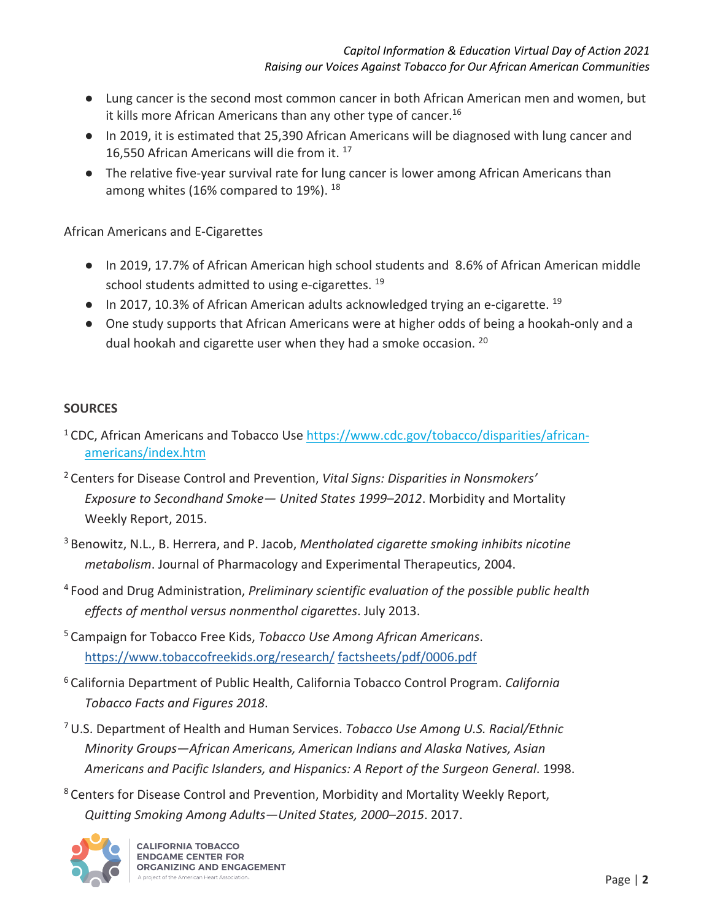- Lung cancer is the second most common cancer in both African American men and women, but it kills more African Americans than any other type of cancer.[16]
- In 2019, it is estimated that 25,390 African Americans will be diagnosed with lung cancer and 16,550 African Americans will die from it. [17]
- The relative five-year survival rate for lung cancer is lower among African Americans than among whites (16% compared to 19%). [18]

African Americans and E-Cigarettes

- In 2019, 17.7% of African American high school students and 8.6% of African American middle school students admitted to using e-cigarettes. [19]
- In 2017, 10.3% of African American adults acknowledged trying an e-cigarette. [19]
- One study supports that African Americans were at higher odds of being a hookah-only and a dual hookah and cigarette user when they had a smoke occasion. [20]

**SOURCES**

[1] CDC, African Americans and Tobacco Use https://www.cdc.gov/tobacco/disparities/african-americans/index.htm

[2] Centers for Disease Control and Prevention, *Vital Signs: Disparities in Nonsmokers' Exposure to Secondhand Smoke— United States 1999–2012*. Morbidity and Mortality Weekly Report, 2015.

[3] Benowitz, N.L., B. Herrera, and P. Jacob, *Mentholated cigarette smoking inhibits nicotine metabolism*. Journal of Pharmacology and Experimental Therapeutics, 2004.

[4] Food and Drug Administration, *Preliminary scientific evaluation of the possible public health effects of menthol versus nonmenthol cigarettes*. July 2013.

[5] Campaign for Tobacco Free Kids, *Tobacco Use Among African Americans*. https://www.tobaccofreekids.org/research/ factsheets/pdf/0006.pdf

[6] California Department of Public Health, California Tobacco Control Program. *California Tobacco Facts and Figures 2018*.

[7] U.S. Department of Health and Human Services. *Tobacco Use Among U.S. Racial/Ethnic Minority Groups—African Americans, American Indians and Alaska Natives, Asian Americans and Pacific Islanders, and Hispanics: A Report of the Surgeon General*. 1998.

[8] Centers for Disease Control and Prevention, Morbidity and Mortality Weekly Report, *Quitting Smoking Among Adults—United States, 2000–2015*. 2017.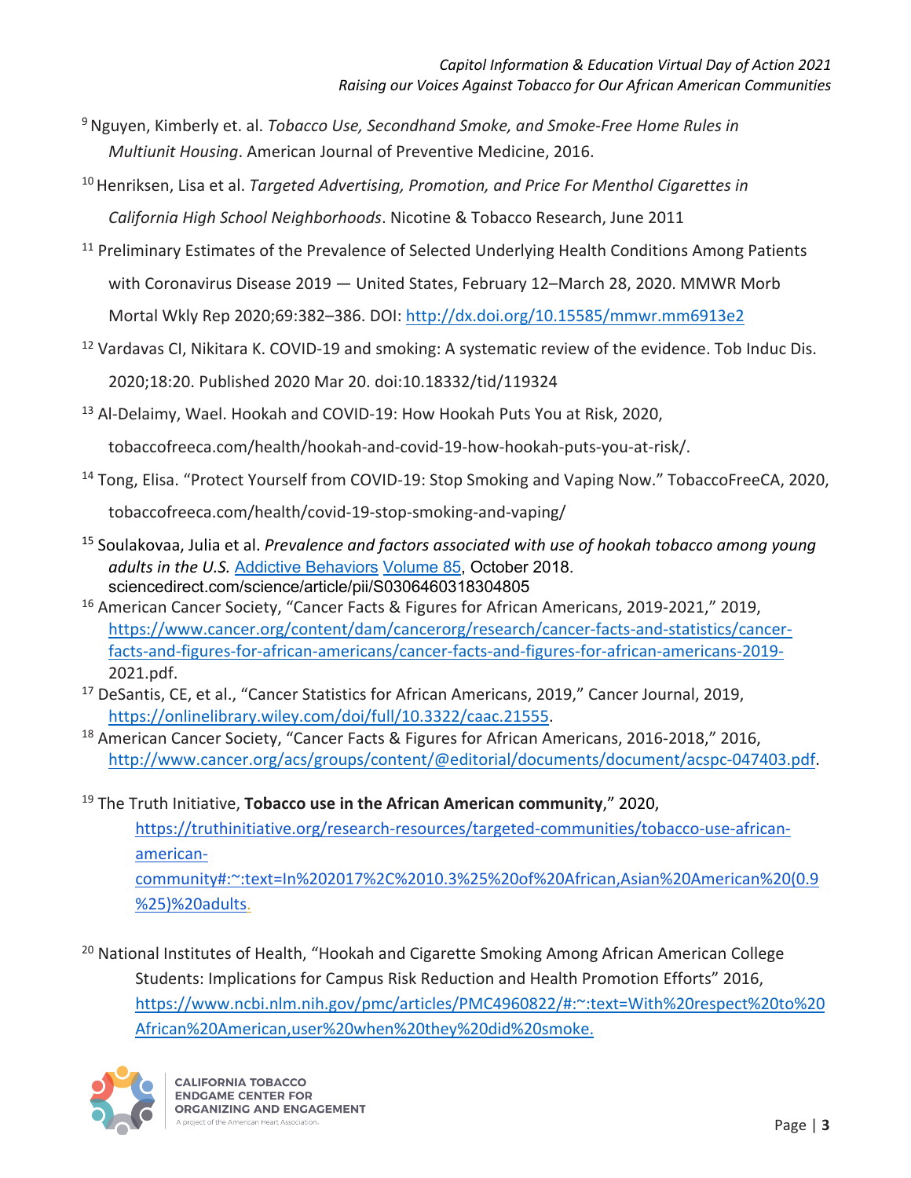[9] Nguyen, Kimberly et. al. *Tobacco Use, Secondhand Smoke, and Smoke-Free Home Rules in Multiunit Housing*. American Journal of Preventive Medicine, 2016.

[10] Henriksen, Lisa et al. *Targeted Advertising, Promotion, and Price For Menthol Cigarettes in California High School Neighborhoods*. Nicotine & Tobacco Research, June 2011

[11] Preliminary Estimates of the Prevalence of Selected Underlying Health Conditions Among Patients with Coronavirus Disease 2019 — United States, February 12–March 28, 2020. MMWR Morb Mortal Wkly Rep 2020;69:382–386. DOI: http://dx.doi.org/10.15585/mmwr.mm6913e2

[12] Vardavas CI, Nikitara K. COVID-19 and smoking: A systematic review of the evidence. Tob Induc Dis. 2020;18:20. Published 2020 Mar 20. doi:10.18332/tid/119324

[13] Al-Delaimy, Wael. Hookah and COVID-19: How Hookah Puts You at Risk, 2020, tobaccofreeca.com/health/hookah-and-covid-19-how-hookah-puts-you-at-risk/.

[14] Tong, Elisa. "Protect Yourself from COVID-19: Stop Smoking and Vaping Now." TobaccoFreeCA, 2020, tobaccofreeca.com/health/covid-19-stop-smoking-and-vaping/

[15] Soulakovaa, Julia et al. *Prevalence and factors associated with use of hookah tobacco among young adults in the U.S.* Addictive Behaviors Volume 85, October 2018. sciencedirect.com/science/article/pii/S0306460318304805

[16] American Cancer Society, "Cancer Facts & Figures for African Americans, 2019-2021," 2019, https://www.cancer.org/content/dam/cancerorg/research/cancer-facts-and-statistics/cancer-facts-and-figures-for-african-americans/cancer-facts-and-figures-for-african-americans-2019-2021.pdf.

[17] DeSantis, CE, et al., "Cancer Statistics for African Americans, 2019," Cancer Journal, 2019, https://onlinelibrary.wiley.com/doi/full/10.3322/caac.21555.

[18] American Cancer Society, "Cancer Facts & Figures for African Americans, 2016-2018," 2016, http://www.cancer.org/acs/groups/content/@editorial/documents/document/acspc-047403.pdf.

[19] The Truth Initiative, **Tobacco use in the African American community**," 2020, https://truthinitiative.org/research-resources/targeted-communities/tobacco-use-african-american-community#:~:text=In%202017%2C%2010.3%25%20of%20African,Asian%20American%20(0.9%25)%20adults.

[20] National Institutes of Health, "Hookah and Cigarette Smoking Among African American College Students: Implications for Campus Risk Reduction and Health Promotion Efforts" 2016, https://www.ncbi.nlm.nih.gov/pmc/articles/PMC4960822/#:~:text=With%20respect%20to%20African%20American,user%20when%20they%20did%20smoke.